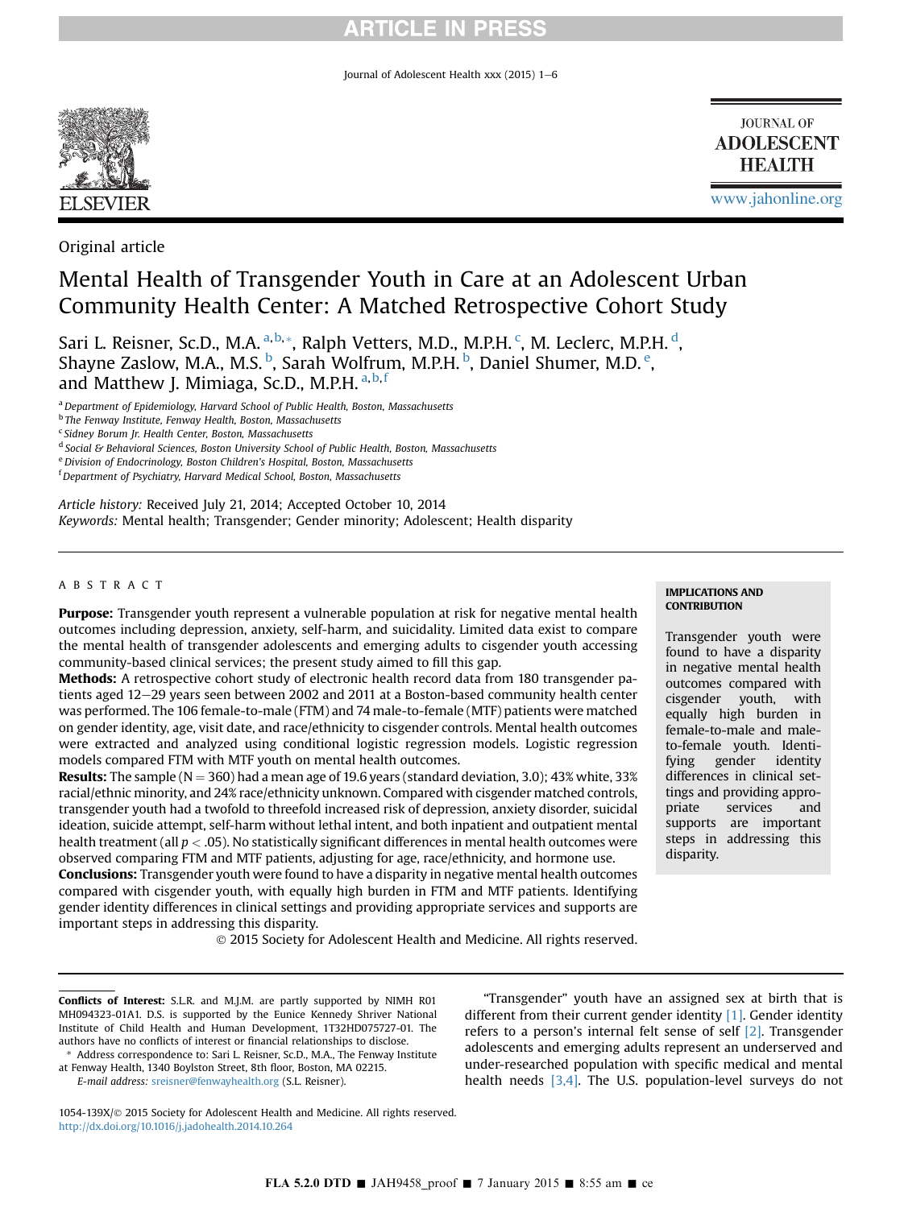Original article

# Mental Health of Transgender Youth in Care at an Adolescent Urban Community Health Center: A Matched Retrospective Cohort Study

Sari L. Reisner, Sc.D., M.A. [a,b,*], Ralph Vetters, M.D., M.P.H. [c], M. Leclerc, M.P.H. [d], Shayne Zaslow, M.A., M.S. [b], Sarah Wolfrum, M.P.H. [b], Daniel Shumer, M.D. [e], and Matthew J. Mimiaga, Sc.D., M.P.H. [a,b,f]

[a] Department of Epidemiology, Harvard School of Public Health, Boston, Massachusetts
[b] The Fenway Institute, Fenway Health, Boston, Massachusetts
[c] Sidney Borum Jr. Health Center, Boston, Massachusetts
[d] Social & Behavioral Sciences, Boston University School of Public Health, Boston, Massachusetts
[e] Division of Endocrinology, Boston Children's Hospital, Boston, Massachusetts
[f] Department of Psychiatry, Harvard Medical School, Boston, Massachusetts

*Article history:* Received July 21, 2014; Accepted October 10, 2014
*Keywords:* Mental health; Transgender; Gender minority; Adolescent; Health disparity

## ABSTRACT

**Purpose:** Transgender youth represent a vulnerable population at risk for negative mental health outcomes including depression, anxiety, self-harm, and suicidality. Limited data exist to compare the mental health of transgender adolescents and emerging adults to cisgender youth accessing community-based clinical services; the present study aimed to fill this gap.

**Methods:** A retrospective cohort study of electronic health record data from 180 transgender patients aged 12–29 years seen between 2002 and 2011 at a Boston-based community health center was performed. The 106 female-to-male (FTM) and 74 male-to-female (MTF) patients were matched on gender identity, age, visit date, and race/ethnicity to cisgender controls. Mental health outcomes were extracted and analyzed using conditional logistic regression models. Logistic regression models compared FTM with MTF youth on mental health outcomes.

**Results:** The sample ($N = 360$) had a mean age of 19.6 years (standard deviation, 3.0); 43% white, 33% racial/ethnic minority, and 24% race/ethnicity unknown. Compared with cisgender matched controls, transgender youth had a twofold to threefold increased risk of depression, anxiety disorder, suicidal ideation, suicide attempt, self-harm without lethal intent, and both inpatient and outpatient mental health treatment (all $p < .05$). No statistically significant differences in mental health outcomes were observed comparing FTM and MTF patients, adjusting for age, race/ethnicity, and hormone use.

**Conclusions:** Transgender youth were found to have a disparity in negative mental health outcomes compared with cisgender youth, with equally high burden in FTM and MTF patients. Identifying gender identity differences in clinical settings and providing appropriate services and supports are important steps in addressing this disparity.

© 2015 Society for Adolescent Health and Medicine. All rights reserved.

**IMPLICATIONS AND CONTRIBUTION**

Transgender youth were found to have a disparity in negative mental health outcomes compared with cisgender youth, with equally high burden in female-to-male and male-to-female youth. Identifying gender identity differences in clinical settings and providing appropriate services and supports are important steps in addressing this disparity.

"Transgender" youth have an assigned sex at birth that is different from their current gender identity [1]. Gender identity refers to a person's internal felt sense of self [2]. Transgender adolescents and emerging adults represent an underserved and under-researched population with specific medical and mental health needs [3,4]. The U.S. population-level surveys do not

---

**Conflicts of Interest:** S.L.R. and M.J.M. are partly supported by NIMH R01 MH094323-01A1. D.S. is supported by the Eunice Kennedy Shriver National Institute of Child Health and Human Development, 1T32HD075727-01. The authors have no conflicts of interest or financial relationships to disclose.

\* Address correspondence to: Sari L. Reisner, Sc.D., M.A., The Fenway Institute at Fenway Health, 1340 Boylston Street, 8th floor, Boston, MA 02215.

*E-mail address:* sreisner@fenwayhealth.org (S.L. Reisner).

1054-139X/© 2015 Society for Adolescent Health and Medicine. All rights reserved.
http://dx.doi.org/10.1016/j.jadohealth.2014.10.264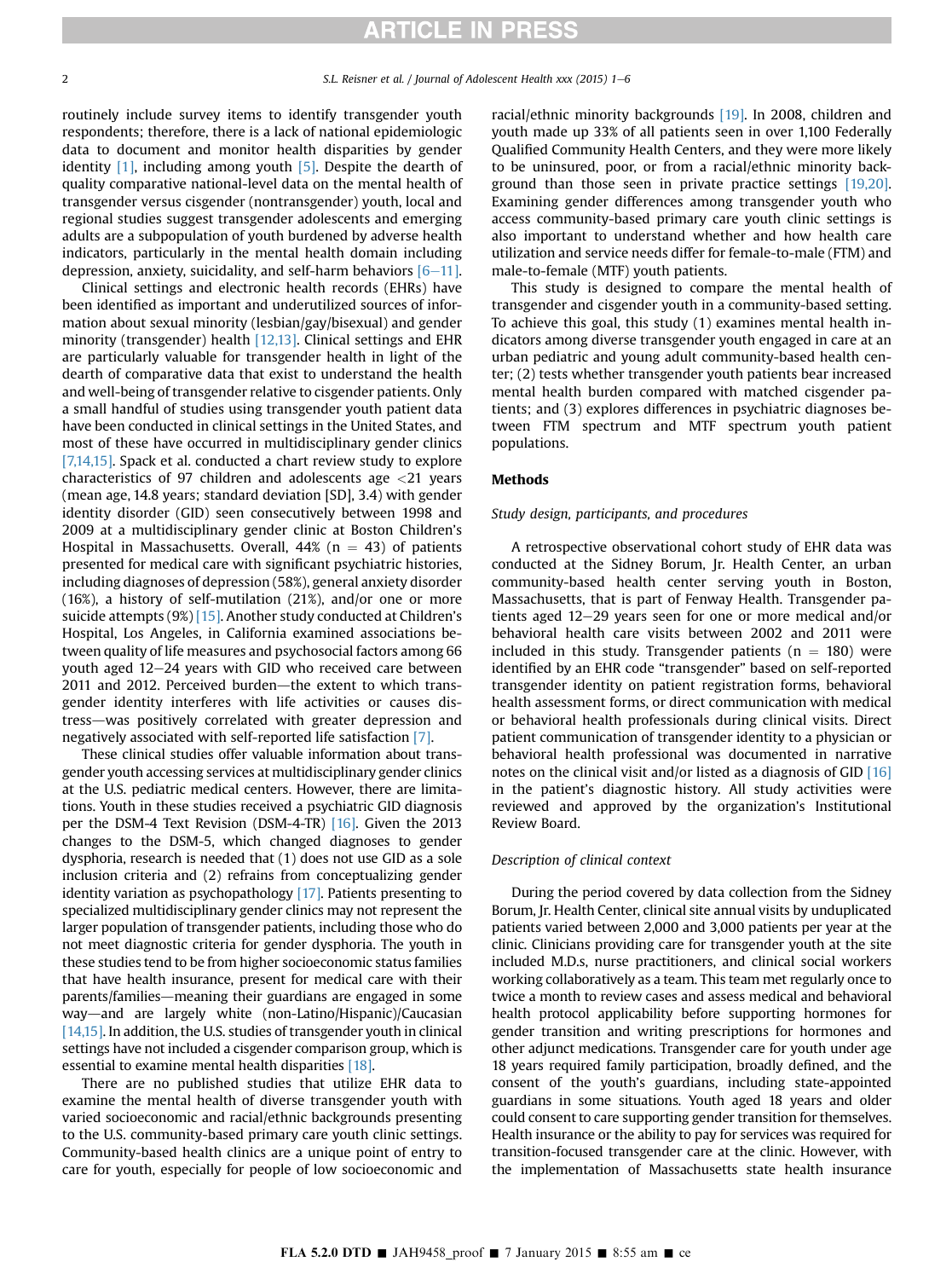routinely include survey items to identify transgender youth respondents; therefore, there is a lack of national epidemiologic data to document and monitor health disparities by gender identity [1], including among youth [5]. Despite the dearth of quality comparative national-level data on the mental health of transgender versus cisgender (nontransgender) youth, local and regional studies suggest transgender adolescents and emerging adults are a subpopulation of youth burdened by adverse health indicators, particularly in the mental health domain including depression, anxiety, suicidality, and self-harm behaviors [6–11].

Clinical settings and electronic health records (EHRs) have been identified as important and underutilized sources of information about sexual minority (lesbian/gay/bisexual) and gender minority (transgender) health [12,13]. Clinical settings and EHR are particularly valuable for transgender health in light of the dearth of comparative data that exist to understand the health and well-being of transgender relative to cisgender patients. Only a small handful of studies using transgender youth patient data have been conducted in clinical settings in the United States, and most of these have occurred in multidisciplinary gender clinics [7,14,15]. Spack et al. conducted a chart review study to explore characteristics of 97 children and adolescents age <21 years (mean age, 14.8 years; standard deviation [SD], 3.4) with gender identity disorder (GID) seen consecutively between 1998 and 2009 at a multidisciplinary gender clinic at Boston Children's Hospital in Massachusetts. Overall, 44% (n = 43) of patients presented for medical care with significant psychiatric histories, including diagnoses of depression (58%), general anxiety disorder (16%), a history of self-mutilation (21%), and/or one or more suicide attempts (9%) [15]. Another study conducted at Children's Hospital, Los Angeles, in California examined associations between quality of life measures and psychosocial factors among 66 youth aged 12–24 years with GID who received care between 2011 and 2012. Perceived burden—the extent to which transgender identity interferes with life activities or causes distress—was positively correlated with greater depression and negatively associated with self-reported life satisfaction [7].

These clinical studies offer valuable information about transgender youth accessing services at multidisciplinary gender clinics at the U.S. pediatric medical centers. However, there are limitations. Youth in these studies received a psychiatric GID diagnosis per the DSM-4 Text Revision (DSM-4-TR) [16]. Given the 2013 changes to the DSM-5, which changed diagnoses to gender dysphoria, research is needed that (1) does not use GID as a sole inclusion criteria and (2) refrains from conceptualizing gender identity variation as psychopathology [17]. Patients presenting to specialized multidisciplinary gender clinics may not represent the larger population of transgender patients, including those who do not meet diagnostic criteria for gender dysphoria. The youth in these studies tend to be from higher socioeconomic status families that have health insurance, present for medical care with their parents/families—meaning their guardians are engaged in some way—and are largely white (non-Latino/Hispanic)/Caucasian [14,15]. In addition, the U.S. studies of transgender youth in clinical settings have not included a cisgender comparison group, which is essential to examine mental health disparities [18].

There are no published studies that utilize EHR data to examine the mental health of diverse transgender youth with varied socioeconomic and racial/ethnic backgrounds presenting to the U.S. community-based primary care youth clinic settings. Community-based health clinics are a unique point of entry to care for youth, especially for people of low socioeconomic and racial/ethnic minority backgrounds [19]. In 2008, children and youth made up 33% of all patients seen in over 1,100 Federally Qualified Community Health Centers, and they were more likely to be uninsured, poor, or from a racial/ethnic minority background than those seen in private practice settings [19,20]. Examining gender differences among transgender youth who access community-based primary care youth clinic settings is also important to understand whether and how health care utilization and service needs differ for female-to-male (FTM) and male-to-female (MTF) youth patients.

This study is designed to compare the mental health of transgender and cisgender youth in a community-based setting. To achieve this goal, this study (1) examines mental health indicators among diverse transgender youth engaged in care at an urban pediatric and young adult community-based health center; (2) tests whether transgender youth patients bear increased mental health burden compared with matched cisgender patients; and (3) explores differences in psychiatric diagnoses between FTM spectrum and MTF spectrum youth patient populations.

## Methods

### *Study design, participants, and procedures*

A retrospective observational cohort study of EHR data was conducted at the Sidney Borum, Jr. Health Center, an urban community-based health center serving youth in Boston, Massachusetts, that is part of Fenway Health. Transgender patients aged 12–29 years seen for one or more medical and/or behavioral health care visits between 2002 and 2011 were included in this study. Transgender patients (n = 180) were identified by an EHR code "transgender" based on self-reported transgender identity on patient registration forms, behavioral health assessment forms, or direct communication with medical or behavioral health professionals during clinical visits. Direct patient communication of transgender identity to a physician or behavioral health professional was documented in narrative notes on the clinical visit and/or listed as a diagnosis of GID [16] in the patient's diagnostic history. All study activities were reviewed and approved by the organization's Institutional Review Board.

### *Description of clinical context*

During the period covered by data collection from the Sidney Borum, Jr. Health Center, clinical site annual visits by unduplicated patients varied between 2,000 and 3,000 patients per year at the clinic. Clinicians providing care for transgender youth at the site included M.D.s, nurse practitioners, and clinical social workers working collaboratively as a team. This team met regularly once to twice a month to review cases and assess medical and behavioral health protocol applicability before supporting hormones for gender transition and writing prescriptions for hormones and other adjunct medications. Transgender care for youth under age 18 years required family participation, broadly defined, and the consent of the youth's guardians, including state-appointed guardians in some situations. Youth aged 18 years and older could consent to care supporting gender transition for themselves. Health insurance or the ability to pay for services was required for transition-focused transgender care at the clinic. However, with the implementation of Massachusetts state health insurance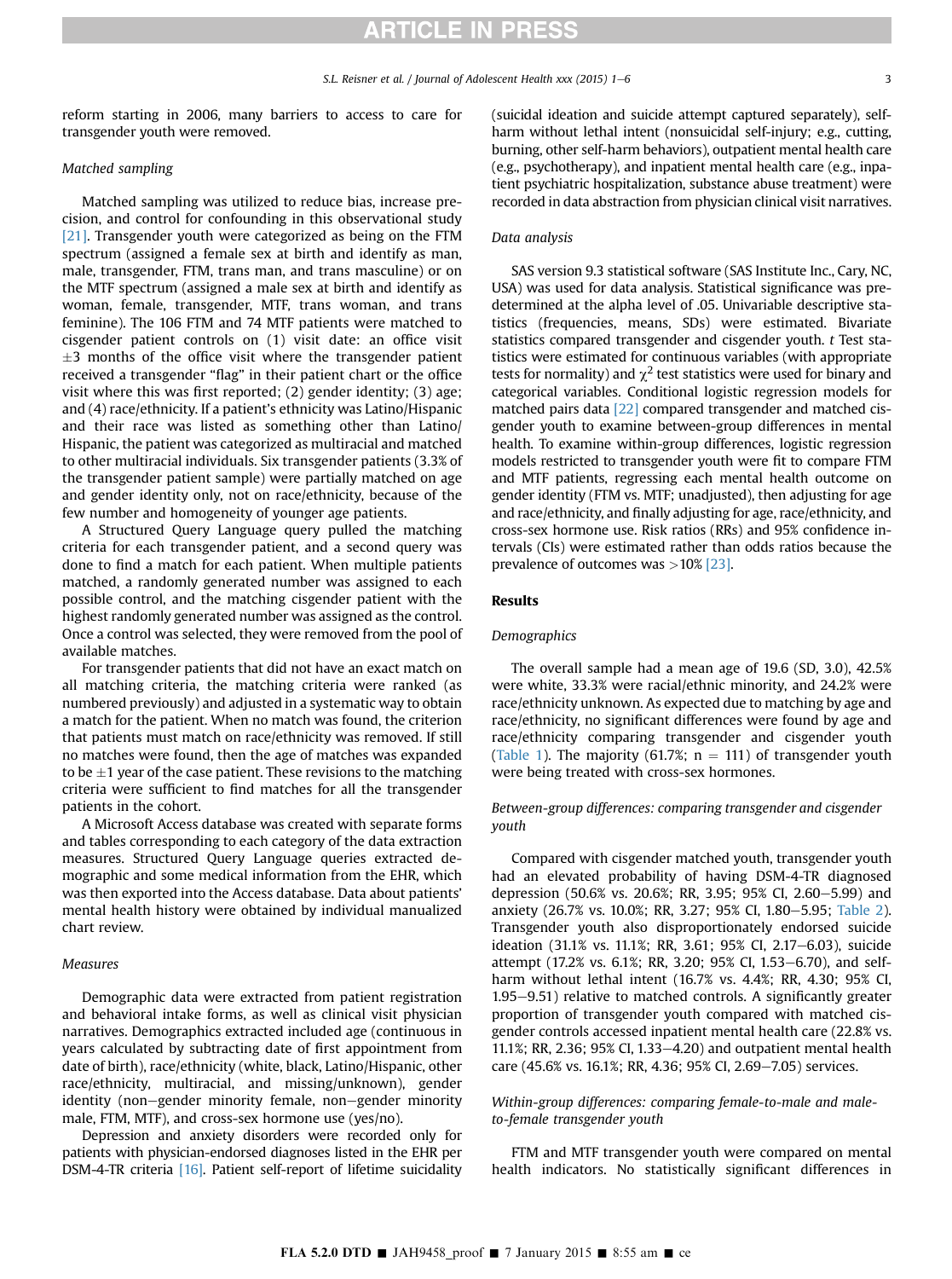reform starting in 2006, many barriers to access to care for transgender youth were removed.

### Matched sampling

Matched sampling was utilized to reduce bias, increase precision, and control for confounding in this observational study [21]. Transgender youth were categorized as being on the FTM spectrum (assigned a female sex at birth and identify as man, male, transgender, FTM, trans man, and trans masculine) or on the MTF spectrum (assigned a male sex at birth and identify as woman, female, transgender, MTF, trans woman, and trans feminine). The 106 FTM and 74 MTF patients were matched to cisgender patient controls on (1) visit date: an office visit $\pm 3$ months of the office visit where the transgender patient received a transgender "flag" in their patient chart or the office visit where this was first reported; (2) gender identity; (3) age; and (4) race/ethnicity. If a patient's ethnicity was Latino/Hispanic and their race was listed as something other than Latino/Hispanic, the patient was categorized as multiracial and matched to other multiracial individuals. Six transgender patients (3.3% of the transgender patient sample) were partially matched on age and gender identity only, not on race/ethnicity, because of the few number and homogeneity of younger age patients.

A Structured Query Language query pulled the matching criteria for each transgender patient, and a second query was done to find a match for each patient. When multiple patients matched, a randomly generated number was assigned to each possible control, and the matching cisgender patient with the highest randomly generated number was assigned as the control. Once a control was selected, they were removed from the pool of available matches.

For transgender patients that did not have an exact match on all matching criteria, the matching criteria were ranked (as numbered previously) and adjusted in a systematic way to obtain a match for the patient. When no match was found, the criterion that patients must match on race/ethnicity was removed. If still no matches were found, then the age of matches was expanded to be $\pm 1$ year of the case patient. These revisions to the matching criteria were sufficient to find matches for all the transgender patients in the cohort.

A Microsoft Access database was created with separate forms and tables corresponding to each category of the data extraction measures. Structured Query Language queries extracted demographic and some medical information from the EHR, which was then exported into the Access database. Data about patients' mental health history were obtained by individual manualized chart review.

### Measures

Demographic data were extracted from patient registration and behavioral intake forms, as well as clinical visit physician narratives. Demographics extracted included age (continuous in years calculated by subtracting date of first appointment from date of birth), race/ethnicity (white, black, Latino/Hispanic, other race/ethnicity, multiracial, and missing/unknown), gender identity (non–gender minority female, non–gender minority male, FTM, MTF), and cross-sex hormone use (yes/no).

Depression and anxiety disorders were recorded only for patients with physician-endorsed diagnoses listed in the EHR per DSM-4-TR criteria [16]. Patient self-report of lifetime suicidality (suicidal ideation and suicide attempt captured separately), self-harm without lethal intent (nonsuicidal self-injury; e.g., cutting, burning, other self-harm behaviors), outpatient mental health care (e.g., psychotherapy), and inpatient mental health care (e.g., inpatient psychiatric hospitalization, substance abuse treatment) were recorded in data abstraction from physician clinical visit narratives.

### Data analysis

SAS version 9.3 statistical software (SAS Institute Inc., Cary, NC, USA) was used for data analysis. Statistical significance was predetermined at the alpha level of .05. Univariable descriptive statistics (frequencies, means, SDs) were estimated. Bivariate statistics compared transgender and cisgender youth. $t$ Test statistics were estimated for continuous variables (with appropriate tests for normality) and $\chi^2$ test statistics were used for binary and categorical variables. Conditional logistic regression models for matched pairs data [22] compared transgender and matched cisgender youth to examine between-group differences in mental health. To examine within-group differences, logistic regression models restricted to transgender youth were fit to compare FTM and MTF patients, regressing each mental health outcome on gender identity (FTM vs. MTF; unadjusted), then adjusting for age and race/ethnicity, and finally adjusting for age, race/ethnicity, and cross-sex hormone use. Risk ratios (RRs) and 95% confidence intervals (CIs) were estimated rather than odds ratios because the prevalence of outcomes was >10% [23].

## Results

### Demographics

The overall sample had a mean age of 19.6 (SD, 3.0), 42.5% were white, 33.3% were racial/ethnic minority, and 24.2% were race/ethnicity unknown. As expected due to matching by age and race/ethnicity, no significant differences were found by age and race/ethnicity comparing transgender and cisgender youth (Table 1). The majority (61.7%; n = 111) of transgender youth were being treated with cross-sex hormones.

### Between-group differences: comparing transgender and cisgender youth

Compared with cisgender matched youth, transgender youth had an elevated probability of having DSM-4-TR diagnosed depression (50.6% vs. 20.6%; RR, 3.95; 95% CI, 2.60–5.99) and anxiety (26.7% vs. 10.0%; RR, 3.27; 95% CI, 1.80–5.95; Table 2). Transgender youth also disproportionately endorsed suicide ideation (31.1% vs. 11.1%; RR, 3.61; 95% CI, 2.17–6.03), suicide attempt (17.2% vs. 6.1%; RR, 3.20; 95% CI, 1.53–6.70), and self-harm without lethal intent (16.7% vs. 4.4%; RR, 4.30; 95% CI, 1.95–9.51) relative to matched controls. A significantly greater proportion of transgender youth compared with matched cisgender controls accessed inpatient mental health care (22.8% vs. 11.1%; RR, 2.36; 95% CI, 1.33–4.20) and outpatient mental health care (45.6% vs. 16.1%; RR, 4.36; 95% CI, 2.69–7.05) services.

### Within-group differences: comparing female-to-male and male-to-female transgender youth

FTM and MTF transgender youth were compared on mental health indicators. No statistically significant differences in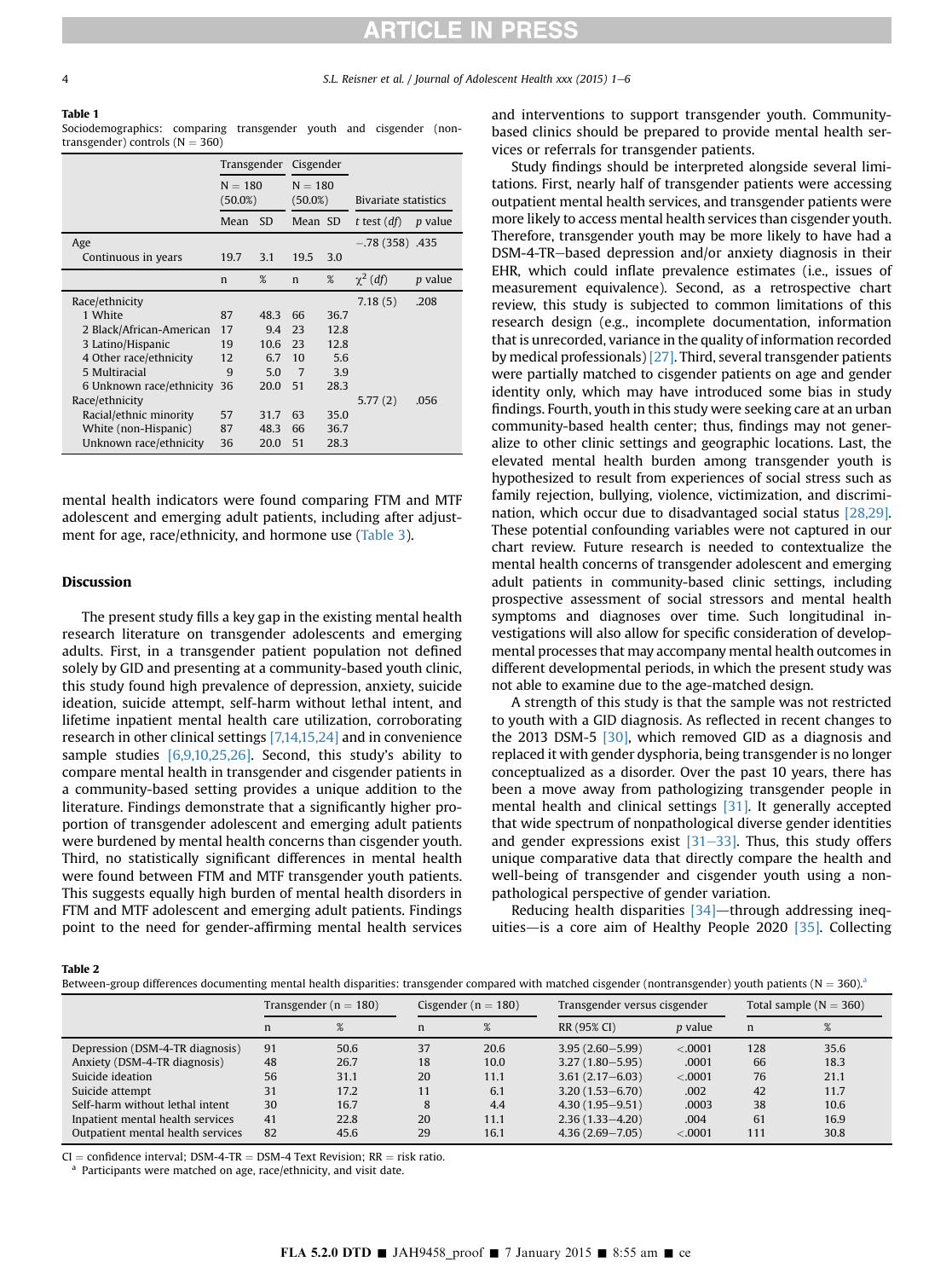**Table 1**
Sociodemographics: comparing transgender youth and cisgender (non-transgender) controls (N = 360)

| | Transgender | | Cisgender | | | |
|---|---|---|---|---|---|---|
| | N = 180 (50.0%) | | N = 180 (50.0%) | | Bivariate statistics | |
| | Mean | SD | Mean | SD | *t* test (*df*) | *p* value |
| Age | | | | | −.78 (358) | .435 |
| Continuous in years | 19.7 | 3.1 | 19.5 | 3.0 | | |
| | n | % | n | % | $\chi^2$ (*df*) | *p* value |
| Race/ethnicity | | | | | 7.18 (5) | .208 |
| 1 White | 87 | 48.3 | 66 | 36.7 | | |
| 2 Black/African-American | 17 | 9.4 | 23 | 12.8 | | |
| 3 Latino/Hispanic | 19 | 10.6 | 23 | 12.8 | | |
| 4 Other race/ethnicity | 12 | 6.7 | 10 | 5.6 | | |
| 5 Multiracial | 9 | 5.0 | 7 | 3.9 | | |
| 6 Unknown race/ethnicity | 36 | 20.0 | 51 | 28.3 | | |
| Race/ethnicity | | | | | 5.77 (2) | .056 |
| Racial/ethnic minority | 57 | 31.7 | 63 | 35.0 | | |
| White (non-Hispanic) | 87 | 48.3 | 66 | 36.7 | | |
| Unknown race/ethnicity | 36 | 20.0 | 51 | 28.3 | | |

mental health indicators were found comparing FTM and MTF adolescent and emerging adult patients, including after adjustment for age, race/ethnicity, and hormone use (Table 3).

## Discussion

The present study fills a key gap in the existing mental health research literature on transgender adolescents and emerging adults. First, in a transgender patient population not defined solely by GID and presenting at a community-based youth clinic, this study found high prevalence of depression, anxiety, suicide ideation, suicide attempt, self-harm without lethal intent, and lifetime inpatient mental health care utilization, corroborating research in other clinical settings [7,14,15,24] and in convenience sample studies [6,9,10,25,26]. Second, this study's ability to compare mental health in transgender and cisgender patients in a community-based setting provides a unique addition to the literature. Findings demonstrate that a significantly higher proportion of transgender adolescent and emerging adult patients were burdened by mental health concerns than cisgender youth. Third, no statistically significant differences in mental health were found between FTM and MTF transgender youth patients. This suggests equally high burden of mental health disorders in FTM and MTF adolescent and emerging adult patients. Findings point to the need for gender-affirming mental health services and interventions to support transgender youth. Community-based clinics should be prepared to provide mental health services or referrals for transgender patients.

Study findings should be interpreted alongside several limitations. First, nearly half of transgender patients were accessing outpatient mental health services, and transgender patients were more likely to access mental health services than cisgender youth. Therefore, transgender youth may be more likely to have had a DSM-4-TR–based depression and/or anxiety diagnosis in their EHR, which could inflate prevalence estimates (i.e., issues of measurement equivalence). Second, as a retrospective chart review, this study is subjected to common limitations of this research design (e.g., incomplete documentation, information that is unrecorded, variance in the quality of information recorded by medical professionals) [27]. Third, several transgender patients were partially matched to cisgender patients on age and gender identity only, which may have introduced some bias in study findings. Fourth, youth in this study were seeking care at an urban community-based health center; thus, findings may not generalize to other clinic settings and geographic locations. Last, the elevated mental health burden among transgender youth is hypothesized to result from experiences of social stress such as family rejection, bullying, violence, victimization, and discrimination, which occur due to disadvantaged social status [28,29]. These potential confounding variables were not captured in our chart review. Future research is needed to contextualize the mental health concerns of transgender adolescent and emerging adult patients in community-based clinic settings, including prospective assessment of social stressors and mental health symptoms and diagnoses over time. Such longitudinal investigations will also allow for specific consideration of developmental processes that may accompany mental health outcomes in different developmental periods, in which the present study was not able to examine due to the age-matched design.

A strength of this study is that the sample was not restricted to youth with a GID diagnosis. As reflected in recent changes to the 2013 DSM-5 [30], which removed GID as a diagnosis and replaced it with gender dysphoria, being transgender is no longer conceptualized as a disorder. Over the past 10 years, there has been a move away from pathologizing transgender people in mental health and clinical settings [31]. It generally accepted that wide spectrum of nonpathological diverse gender identities and gender expressions exist [31–33]. Thus, this study offers unique comparative data that directly compare the health and well-being of transgender and cisgender youth using a non-pathological perspective of gender variation.

Reducing health disparities [34]—through addressing inequities—is a core aim of Healthy People 2020 [35]. Collecting

**Table 2**
Between-group differences documenting mental health disparities: transgender compared with matched cisgender (nontransgender) youth patients (N = 360).[a]

| | Transgender (n = 180) | | Cisgender (n = 180) | | Transgender versus cisgender | | Total sample (N = 360) | |
|---|---|---|---|---|---|---|---|---|
| | n | % | n | % | RR (95% CI) | *p* value | n | % |
| Depression (DSM-4-TR diagnosis) | 91 | 50.6 | 37 | 20.6 | 3.95 (2.60–5.99) | <.0001 | 128 | 35.6 |
| Anxiety (DSM-4-TR diagnosis) | 48 | 26.7 | 18 | 10.0 | 3.27 (1.80–5.95) | .0001 | 66 | 18.3 |
| Suicide ideation | 56 | 31.1 | 20 | 11.1 | 3.61 (2.17–6.03) | <.0001 | 76 | 21.1 |
| Suicide attempt | 31 | 17.2 | 11 | 6.1 | 3.20 (1.53–6.70) | .002 | 42 | 11.7 |
| Self-harm without lethal intent | 30 | 16.7 | 8 | 4.4 | 4.30 (1.95–9.51) | .0003 | 38 | 10.6 |
| Inpatient mental health services | 41 | 22.8 | 20 | 11.1 | 2.36 (1.33–4.20) | .004 | 61 | 16.9 |
| Outpatient mental health services | 82 | 45.6 | 29 | 16.1 | 4.36 (2.69–7.05) | <.0001 | 111 | 30.8 |

CI = confidence interval; DSM-4-TR = DSM-4 Text Revision; RR = risk ratio.
[a] Participants were matched on age, race/ethnicity, and visit date.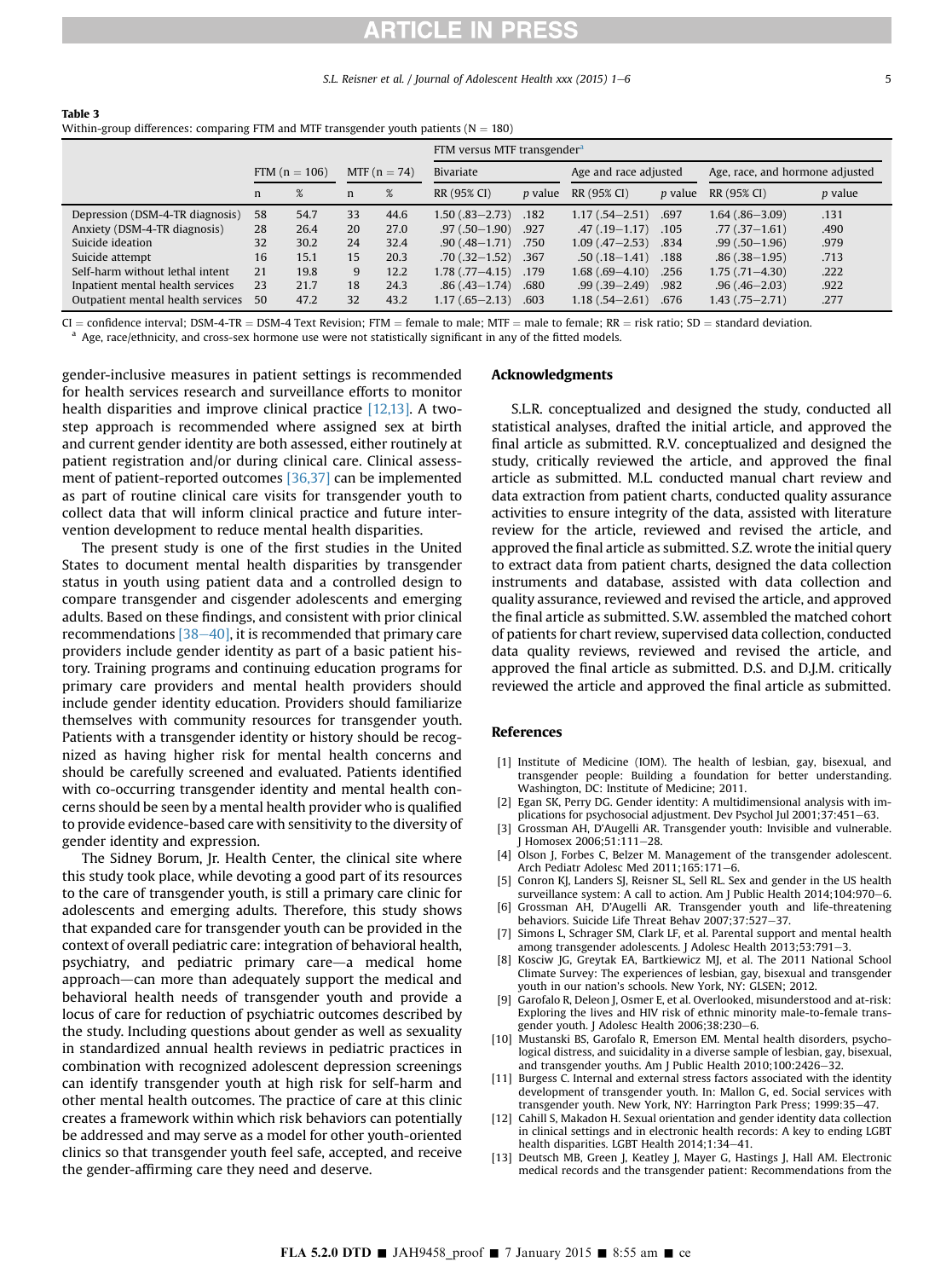**Table 3**
Within-group differences: comparing FTM and MTF transgender youth patients (N = 180)

| | FTM (n = 106) | | MTF (n = 74) | | FTM versus MTF transgender[a] | | | | | |
|---|---|---|---|---|---|---|---|---|---|---|
| | | | | | Bivariate | | Age and race adjusted | | Age, race, and hormone adjusted | |
| | n | % | n | % | RR (95% CI) | *p* value | RR (95% CI) | *p* value | RR (95% CI) | *p* value |
| Depression (DSM-4-TR diagnosis) | 58 | 54.7 | 33 | 44.6 | 1.50 (.83–2.73) | .182 | 1.17 (.54–2.51) | .697 | 1.64 (.86–3.09) | .131 |
| Anxiety (DSM-4-TR diagnosis) | 28 | 26.4 | 20 | 27.0 | .97 (.50–1.90) | .927 | .47 (.19–1.17) | .105 | .77 (.37–1.61) | .490 |
| Suicide ideation | 32 | 30.2 | 24 | 32.4 | .90 (.48–1.71) | .750 | 1.09 (.47–2.53) | .834 | .99 (.50–1.96) | .979 |
| Suicide attempt | 16 | 15.1 | 15 | 20.3 | .70 (.32–1.52) | .367 | .50 (.18–1.41) | .188 | .86 (.38–1.95) | .713 |
| Self-harm without lethal intent | 21 | 19.8 | 9 | 12.2 | 1.78 (.77–4.15) | .179 | 1.68 (.69–4.10) | .256 | 1.75 (.71–4.30) | .222 |
| Inpatient mental health services | 23 | 21.7 | 18 | 24.3 | .86 (.43–1.74) | .680 | .99 (.39–2.49) | .982 | .96 (.46–2.03) | .922 |
| Outpatient mental health services | 50 | 47.2 | 32 | 43.2 | 1.17 (.65–2.13) | .603 | 1.18 (.54–2.61) | .676 | 1.43 (.75–2.71) | .277 |

CI = confidence interval; DSM-4-TR = DSM-4 Text Revision; FTM = female to male; MTF = male to female; RR = risk ratio; SD = standard deviation.
[a] Age, race/ethnicity, and cross-sex hormone use were not statistically significant in any of the fitted models.

gender-inclusive measures in patient settings is recommended for health services research and surveillance efforts to monitor health disparities and improve clinical practice [12,13]. A two-step approach is recommended where assigned sex at birth and current gender identity are both assessed, either routinely at patient registration and/or during clinical care. Clinical assessment of patient-reported outcomes [36,37] can be implemented as part of routine clinical care visits for transgender youth to collect data that will inform clinical practice and future intervention development to reduce mental health disparities.

The present study is one of the first studies in the United States to document mental health disparities by transgender status in youth using patient data and a controlled design to compare transgender and cisgender adolescents and emerging adults. Based on these findings, and consistent with prior clinical recommendations [38–40], it is recommended that primary care providers include gender identity as part of a basic patient history. Training programs and continuing education programs for primary care providers and mental health providers should include gender identity education. Providers should familiarize themselves with community resources for transgender youth. Patients with a transgender identity or history should be recognized as having higher risk for mental health concerns and should be carefully screened and evaluated. Patients identified with co-occurring transgender identity and mental health concerns should be seen by a mental health provider who is qualified to provide evidence-based care with sensitivity to the diversity of gender identity and expression.

The Sidney Borum, Jr. Health Center, the clinical site where this study took place, while devoting a good part of its resources to the care of transgender youth, is still a primary care clinic for adolescents and emerging adults. Therefore, this study shows that expanded care for transgender youth can be provided in the context of overall pediatric care: integration of behavioral health, psychiatry, and pediatric primary care—a medical home approach—can more than adequately support the medical and behavioral health needs of transgender youth and provide a locus of care for reduction of psychiatric outcomes described by the study. Including questions about gender as well as sexuality in standardized annual health reviews in pediatric practices in combination with recognized adolescent depression screenings can identify transgender youth at high risk for self-harm and other mental health outcomes. The practice of care at this clinic creates a framework within which risk behaviors can potentially be addressed and may serve as a model for other youth-oriented clinics so that transgender youth feel safe, accepted, and receive the gender-affirming care they need and deserve.

## Acknowledgments

S.L.R. conceptualized and designed the study, conducted all statistical analyses, drafted the initial article, and approved the final article as submitted. R.V. conceptualized and designed the study, critically reviewed the article, and approved the final article as submitted. M.L. conducted manual chart review and data extraction from patient charts, conducted quality assurance activities to ensure integrity of the data, assisted with literature review for the article, reviewed and revised the article, and approved the final article as submitted. S.Z. wrote the initial query to extract data from patient charts, designed the data collection instruments and database, assisted with data collection and quality assurance, reviewed and revised the article, and approved the final article as submitted. S.W. assembled the matched cohort of patients for chart review, supervised data collection, conducted data quality reviews, reviewed and revised the article, and approved the final article as submitted. D.S. and D.J.M. critically reviewed the article and approved the final article as submitted.

## References

[1] Institute of Medicine (IOM). The health of lesbian, gay, bisexual, and transgender people: Building a foundation for better understanding. Washington, DC: Institute of Medicine; 2011.
[2] Egan SK, Perry DG. Gender identity: A multidimensional analysis with implications for psychosocial adjustment. Dev Psychol Jul 2001;37:451–63.
[3] Grossman AH, D'Augelli AR. Transgender youth: Invisible and vulnerable. J Homosex 2006;51:111–28.
[4] Olson J, Forbes C, Belzer M. Management of the transgender adolescent. Arch Pediatr Adolesc Med 2011;165:171–6.
[5] Conron KJ, Landers SJ, Reisner SL, Sell RL. Sex and gender in the US health surveillance system: A call to action. Am J Public Health 2014;104:970–6.
[6] Grossman AH, D'Augelli AR. Transgender youth and life-threatening behaviors. Suicide Life Threat Behav 2007;37:527–37.
[7] Simons L, Schrager SM, Clark LF, et al. Parental support and mental health among transgender adolescents. J Adolesc Health 2013;53:791–3.
[8] Kosciw JG, Greytak EA, Bartkiewicz MJ, et al. The 2011 National School Climate Survey: The experiences of lesbian, gay, bisexual and transgender youth in our nation's schools. New York, NY: GLSEN; 2012.
[9] Garofalo R, Deleon J, Osmer E, et al. Overlooked, misunderstood and at-risk: Exploring the lives and HIV risk of ethnic minority male-to-female transgender youth. J Adolesc Health 2006;38:230–6.
[10] Mustanski BS, Garofalo R, Emerson EM. Mental health disorders, psychological distress, and suicidality in a diverse sample of lesbian, gay, bisexual, and transgender youths. Am J Public Health 2010;100:2426–32.
[11] Burgess C. Internal and external stress factors associated with the identity development of transgender youth. In: Mallon G, ed. Social services with transgender youth. New York, NY: Harrington Park Press; 1999:35–47.
[12] Cahill S, Makadon H. Sexual orientation and gender identity data collection in clinical settings and in electronic health records: A key to ending LGBT health disparities. LGBT Health 2014;1:34–41.
[13] Deutsch MB, Green J, Keatley J, Mayer G, Hastings J, Hall AM. Electronic medical records and the transgender patient: Recommendations from the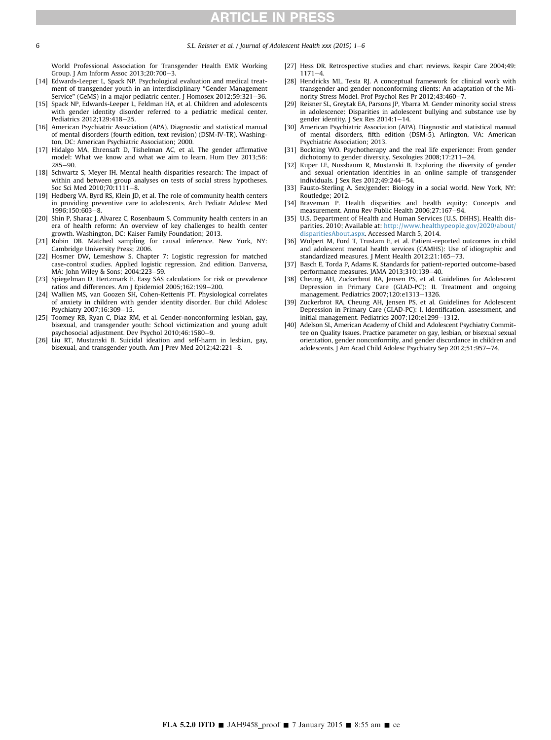World Professional Association for Transgender Health EMR Working Group. J Am Inform Assoc 2013;20:700–3.

[14] Edwards-Leeper L, Spack NP. Psychological evaluation and medical treatment of transgender youth in an interdisciplinary "Gender Management Service" (GeMS) in a major pediatric center. J Homosex 2012;59:321–36.

[15] Spack NP, Edwards-Leeper L, Feldman HA, et al. Children and adolescents with gender identity disorder referred to a pediatric medical center. Pediatrics 2012;129:418–25.

[16] American Psychiatric Association (APA). Diagnostic and statistical manual of mental disorders (fourth edition, text revision) (DSM-IV-TR). Washington, DC: American Psychiatric Association; 2000.

[17] Hidalgo MA, Ehrensaft D, Tishelman AC, et al. The gender affirmative model: What we know and what we aim to learn. Hum Dev 2013;56: 285–90.

[18] Schwartz S, Meyer IH. Mental health disparities research: The impact of within and between group analyses on tests of social stress hypotheses. Soc Sci Med 2010;70:1111–8.

[19] Hedberg VA, Byrd RS, Klein JD, et al. The role of community health centers in providing preventive care to adolescents. Arch Pediatr Adolesc Med 1996;150:603–8.

[20] Shin P, Sharac J, Alvarez C, Rosenbaum S. Community health centers in an era of health reform: An overview of key challenges to health center growth. Washington, DC: Kaiser Family Foundation; 2013.

[21] Rubin DB. Matched sampling for causal inference. New York, NY: Cambridge University Press; 2006.

[22] Hosmer DW, Lemeshow S. Chapter 7: Logistic regression for matched case-control studies. Applied logistic regression. 2nd edition. Danversa, MA: John Wiley & Sons; 2004:223–59.

[23] Spiegelman D, Hertzmark E. Easy SAS calculations for risk or prevalence ratios and differences. Am J Epidemiol 2005;162:199–200.

[24] Wallien MS, van Goozen SH, Cohen-Kettenis PT. Physiological correlates of anxiety in children with gender identity disorder. Eur child Adolesc Psychiatry 2007;16:309–15.

[25] Toomey RB, Ryan C, Diaz RM, et al. Gender-nonconforming lesbian, gay, bisexual, and transgender youth: School victimization and young adult psychosocial adjustment. Dev Psychol 2010;46:1580–9.

[26] Liu RT, Mustanski B. Suicidal ideation and self-harm in lesbian, gay, bisexual, and transgender youth. Am J Prev Med 2012;42:221–8.

[27] Hess DR. Retrospective studies and chart reviews. Respir Care 2004;49: 1171–4.

[28] Hendricks ML, Testa RJ. A conceptual framework for clinical work with transgender and gender nonconforming clients: An adaptation of the Minority Stress Model. Prof Psychol Res Pr 2012;43:460–7.

[29] Reisner SL, Greytak EA, Parsons JP, Ybarra M. Gender minority social stress in adolescence: Disparities in adolescent bullying and substance use by gender identity. J Sex Res 2014:1–14.

[30] American Psychiatric Association (APA). Diagnostic and statistical manual of mental disorders, fifth edition (DSM-5). Arlington, VA: American Psychiatric Association; 2013.

[31] Bockting WO. Psychotherapy and the real life experience: From gender dichotomy to gender diversity. Sexologies 2008;17:211–24.

[32] Kuper LE, Nussbaum R, Mustanski B. Exploring the diversity of gender and sexual orientation identities in an online sample of transgender individuals. J Sex Res 2012;49:244–54.

[33] Fausto-Sterling A. Sex/gender: Biology in a social world. New York, NY: Routledge; 2012.

[34] Braveman P. Health disparities and health equity: Concepts and measurement. Annu Rev Public Health 2006;27:167–94.

[35] U.S. Department of Health and Human Services (U.S. DHHS). Health disparities. 2010; Available at: http://www.healthypeople.gov/2020/about/disparitiesAbout.aspx. Accessed March 5, 2014.

[36] Wolpert M, Ford T, Trustam E, et al. Patient-reported outcomes in child and adolescent mental health services (CAMHS): Use of idiographic and standardized measures. J Ment Health 2012;21:165–73.

[37] Basch E, Torda P, Adams K. Standards for patient-reported outcome-based performance measures. JAMA 2013;310:139–40.

[38] Cheung AH, Zuckerbrot RA, Jensen PS, et al. Guidelines for Adolescent Depression in Primary Care (GLAD-PC): II. Treatment and ongoing management. Pediatrics 2007;120:e1313–1326.

[39] Zuckerbrot RA, Cheung AH, Jensen PS, et al. Guidelines for Adolescent Depression in Primary Care (GLAD-PC): I. Identification, assessment, and initial management. Pediatrics 2007;120:e1299–1312.

[40] Adelson SL, American Academy of Child and Adolescent Psychiatry Committee on Quality Issues. Practice parameter on gay, lesbian, or bisexual sexual orientation, gender nonconformity, and gender discordance in children and adolescents. J Am Acad Child Adolesc Psychiatry Sep 2012;51:957–74.